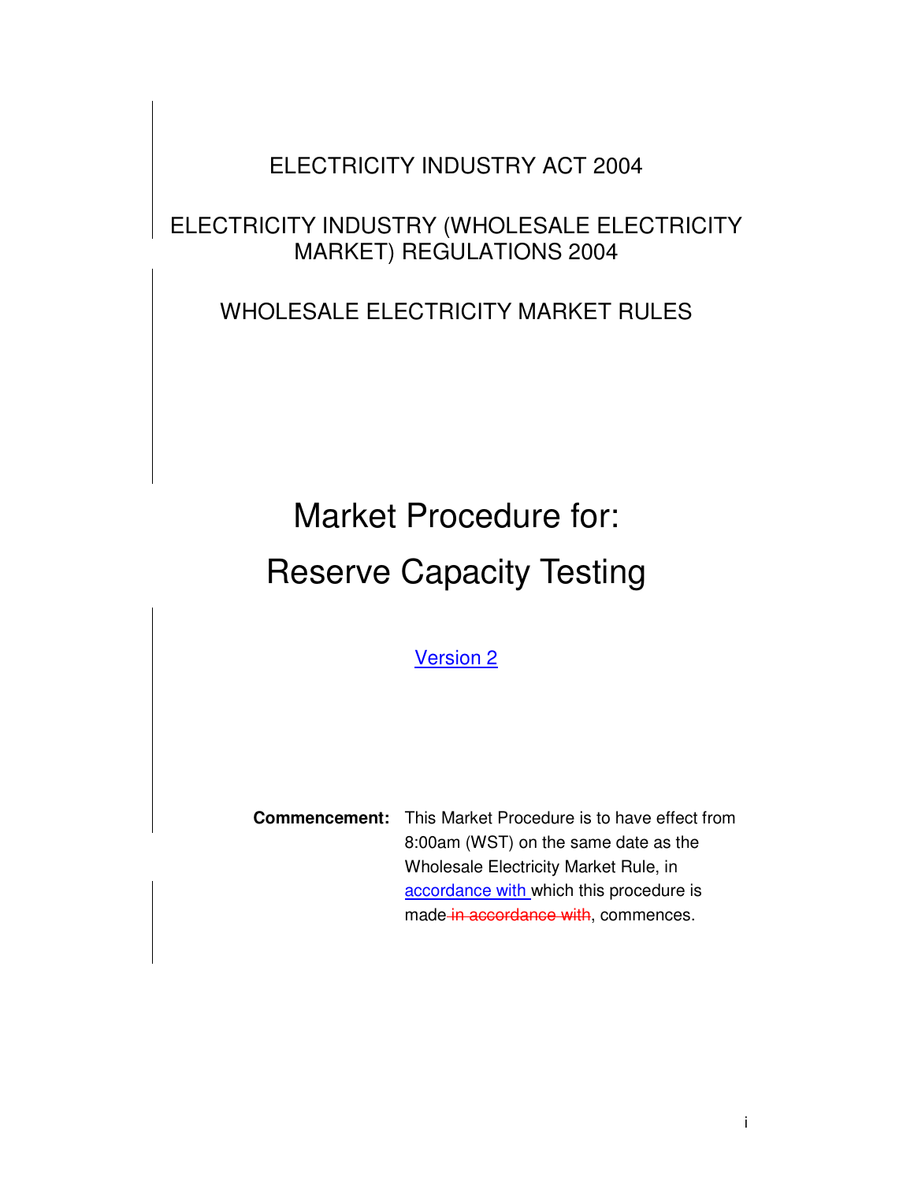ELECTRICITY INDUSTRY ACT 2004

ELECTRICITY INDUSTRY (WHOLESALE ELECTRICITY MARKET) REGULATIONS 2004

WHOLESALE ELECTRICITY MARKET RULES

# Market Procedure for: Reserve Capacity Testing

Version 2

**Commencement:** This Market Procedure is to have effect from 8:00am (WST) on the same date as the Wholesale Electricity Market Rule, in accordance with which this procedure is made in accordance with, commences.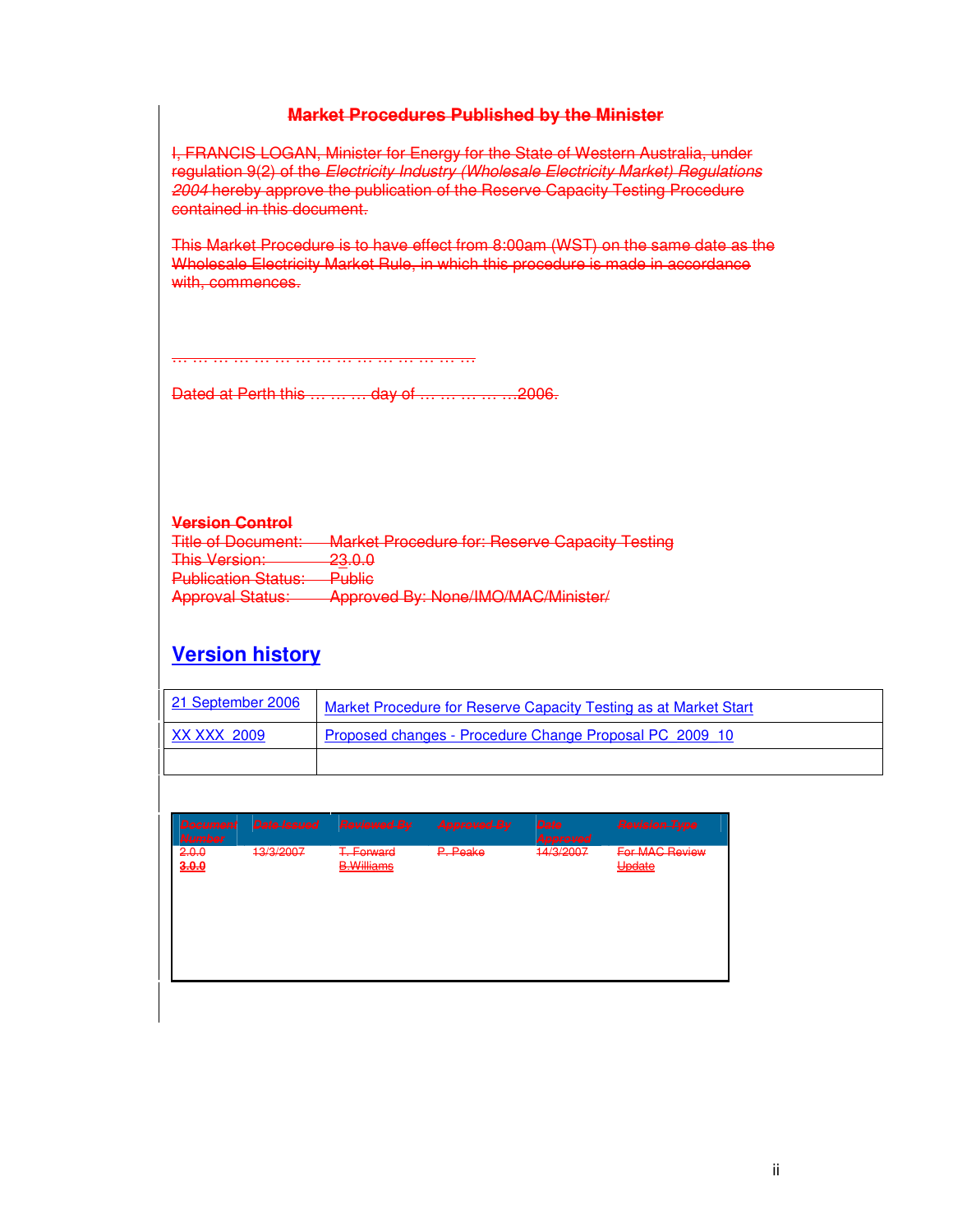**Market Procedures Published by the Minister**

I, FRANCIS LOGAN, Minister for Energy for the State of Western Australia, under regulation 9(2) of the *Electricity Industry (Wholesale Electricity Market) Regulations 2004* hereby approve the publication of the Reserve Capacity Testing Procedure contained in this document.

This Market Procedure is to have effect from 8:00am (WST) on the same date as the Wholesale Electricity Market Rule, in which this procedure is made in accordance with, commences.

… … … … … … … … … … … … … … … …

Dated at Perth this … … … day of … … … … …2006.

**Version Control**

Title of Document: Market Procedure for: Reserve Capacity Testing
This Version: 23.0.0
Publication Status: Public
Approval Status: Approved By: None/IMO/MAC/Minister/

## Version history

| 21 September 2006 | Market Procedure for Reserve Capacity Testing as at Market Start |
|---|---|
| XX XXX 2009 | Proposed changes - Procedure Change Proposal PC_2009_10 |
| | |

| Document Number | Date Issued | Reviewed By | Approved By | Date Approved | Revision Type |
|---|---|---|---|---|---|
| 2.0.0 | 13/3/2007 | T. Forward | P. Peake | 14/3/2007 | For MAC Review |
| 3.0.0 | | B.Williams | | | Update |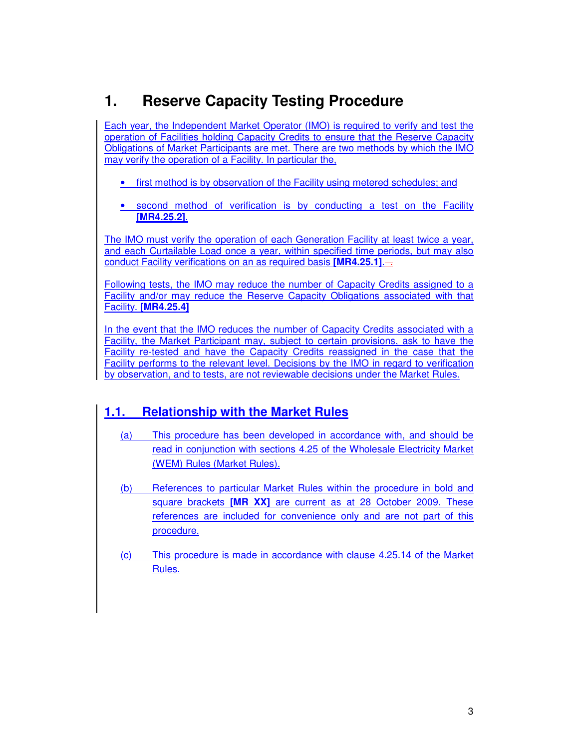# 1. Reserve Capacity Testing Procedure

Each year, the Independent Market Operator (IMO) is required to verify and test the operation of Facilities holding Capacity Credits to ensure that the Reserve Capacity Obligations of Market Participants are met. There are two methods by which the IMO may verify the operation of a Facility. In particular the,

- first method is by observation of the Facility using metered schedules; and
- second method of verification is by conducting a test on the Facility **[MR4.25.2]**.

The IMO must verify the operation of each Generation Facility at least twice a year, and each Curtailable Load once a year, within specified time periods, but may also conduct Facility verifications on an as required basis **[MR4.25.1]**.

Following tests, the IMO may reduce the number of Capacity Credits assigned to a Facility and/or may reduce the Reserve Capacity Obligations associated with that Facility. **[MR4.25.4]**

In the event that the IMO reduces the number of Capacity Credits associated with a Facility, the Market Participant may, subject to certain provisions, ask to have the Facility re-tested and have the Capacity Credits reassigned in the case that the Facility performs to the relevant level. Decisions by the IMO in regard to verification by observation, and to tests, are not reviewable decisions under the Market Rules.

## 1.1. Relationship with the Market Rules

(a) This procedure has been developed in accordance with, and should be read in conjunction with sections 4.25 of the Wholesale Electricity Market (WEM) Rules (Market Rules).

(b) References to particular Market Rules within the procedure in bold and square brackets **[MR XX]** are current as at 28 October 2009. These references are included for convenience only and are not part of this procedure.

(c) This procedure is made in accordance with clause 4.25.14 of the Market Rules.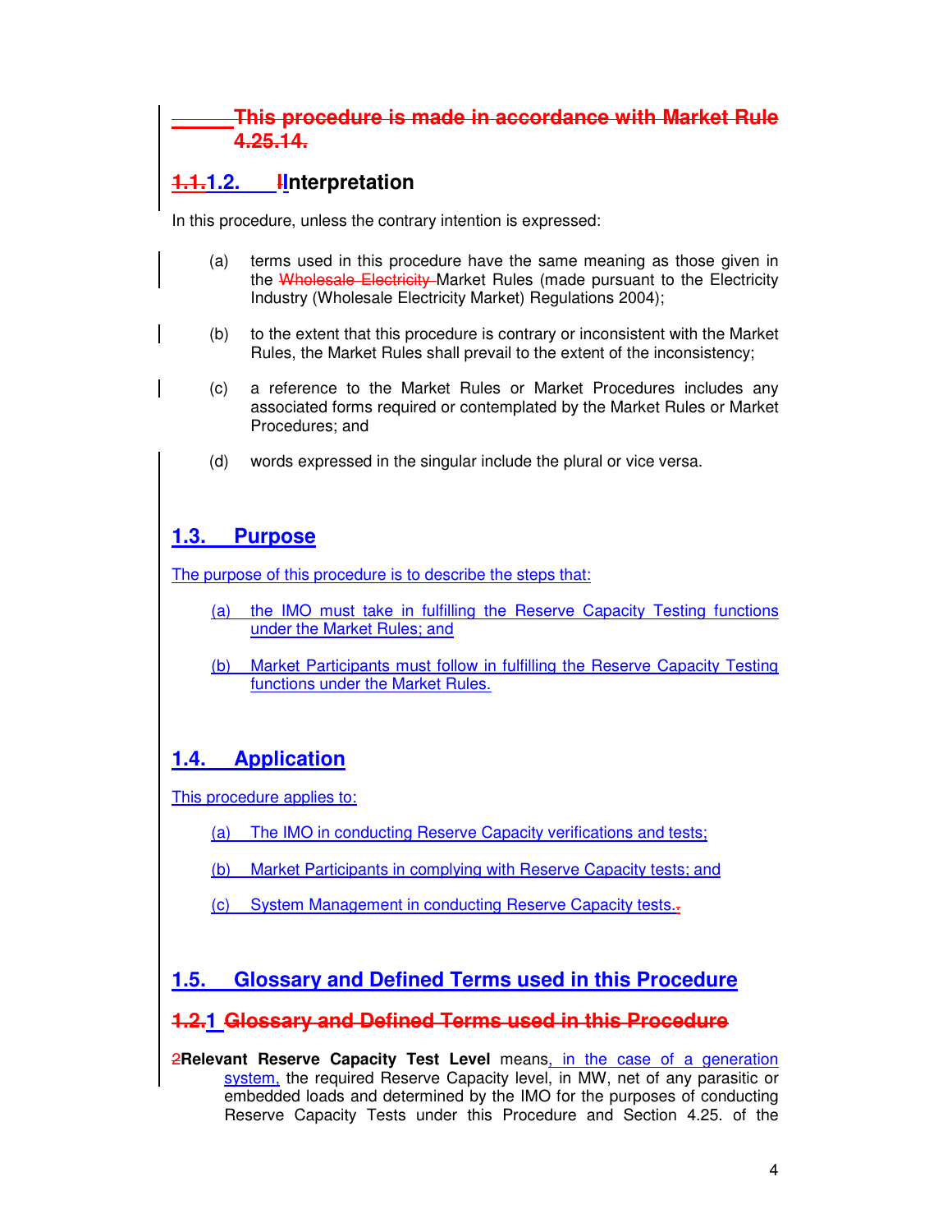This procedure is made in accordance with Market Rule 4.25.14.

## 1.1.1.2. IInterpretation

In this procedure, unless the contrary intention is expressed:

(a) terms used in this procedure have the same meaning as those given in the Wholesale Electricity Market Rules (made pursuant to the Electricity Industry (Wholesale Electricity Market) Regulations 2004);

(b) to the extent that this procedure is contrary or inconsistent with the Market Rules, the Market Rules shall prevail to the extent of the inconsistency;

(c) a reference to the Market Rules or Market Procedures includes any associated forms required or contemplated by the Market Rules or Market Procedures; and

(d) words expressed in the singular include the plural or vice versa.

## 1.3. Purpose

The purpose of this procedure is to describe the steps that:

(a) the IMO must take in fulfilling the Reserve Capacity Testing functions under the Market Rules; and

(b) Market Participants must follow in fulfilling the Reserve Capacity Testing functions under the Market Rules.

## 1.4. Application

This procedure applies to:

(a) The IMO in conducting Reserve Capacity verifications and tests;

(b) Market Participants in complying with Reserve Capacity tests; and

(c) System Management in conducting Reserve Capacity tests..

## 1.5. Glossary and Defined Terms used in this Procedure

### 1.2.1 Glossary and Defined Terms used in this Procedure

2**Relevant Reserve Capacity Test Level** means, in the case of a generation system, the required Reserve Capacity level, in MW, net of any parasitic or embedded loads and determined by the IMO for the purposes of conducting Reserve Capacity Tests under this Procedure and Section 4.25. of the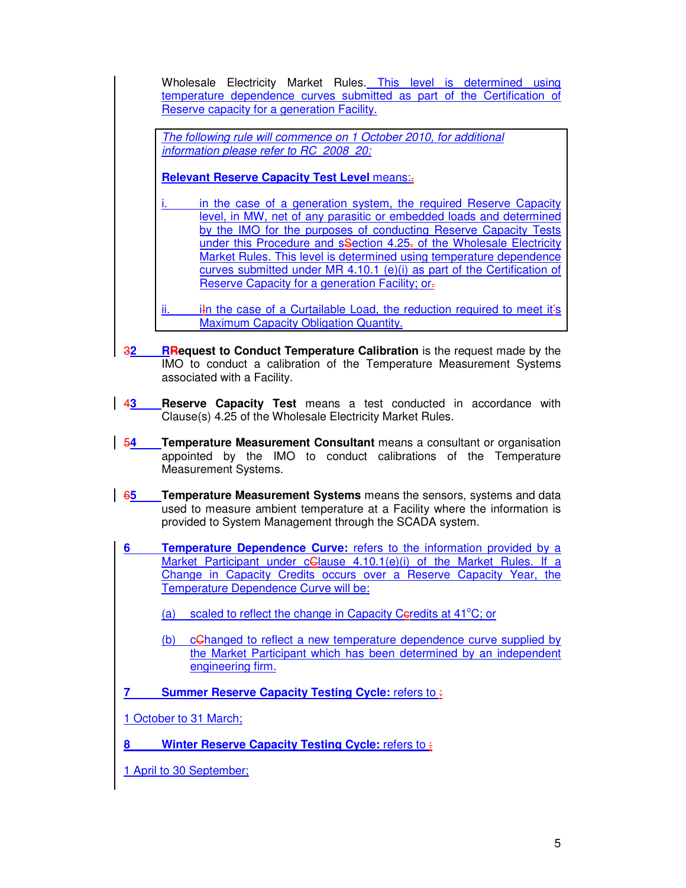Wholesale Electricity Market Rules. This level is determined using temperature dependence curves submitted as part of the Certification of Reserve capacity for a generation Facility.

> *The following rule will commence on 1 October 2010, for additional information please refer to RC_2008_20:*
>
> **Relevant Reserve Capacity Test Level** means:
>
> i. in the case of a generation system, the required Reserve Capacity level, in MW, net of any parasitic or embedded loads and determined by the IMO for the purposes of conducting Reserve Capacity Tests under this Procedure and Section 4.25 of the Wholesale Electricity Market Rules. This level is determined using temperature dependence curves submitted under MR 4.10.1 (e)(i) as part of the Certification of Reserve Capacity for a generation Facility; or
>
> ii. in the case of a Curtailable Load, the reduction required to meet its Maximum Capacity Obligation Quantity.

2 **Request to Conduct Temperature Calibration** is the request made by the IMO to conduct a calibration of the Temperature Measurement Systems associated with a Facility.

3 **Reserve Capacity Test** means a test conducted in accordance with Clause(s) 4.25 of the Wholesale Electricity Market Rules.

4 **Temperature Measurement Consultant** means a consultant or organisation appointed by the IMO to conduct calibrations of the Temperature Measurement Systems.

5 **Temperature Measurement Systems** means the sensors, systems and data used to measure ambient temperature at a Facility where the information is provided to System Management through the SCADA system.

6 **Temperature Dependence Curve:** refers to the information provided by a Market Participant under clause 4.10.1(e)(i) of the Market Rules. If a Change in Capacity Credits occurs over a Reserve Capacity Year, the Temperature Dependence Curve will be:

(a) scaled to reflect the change in Capacity Credits at 41°C; or

(b) changed to reflect a new temperature dependence curve supplied by the Market Participant which has been determined by an independent engineering firm.

7 **Summer Reserve Capacity Testing Cycle:** refers to

1 October to 31 March;

8 **Winter Reserve Capacity Testing Cycle:** refers to

1 April to 30 September;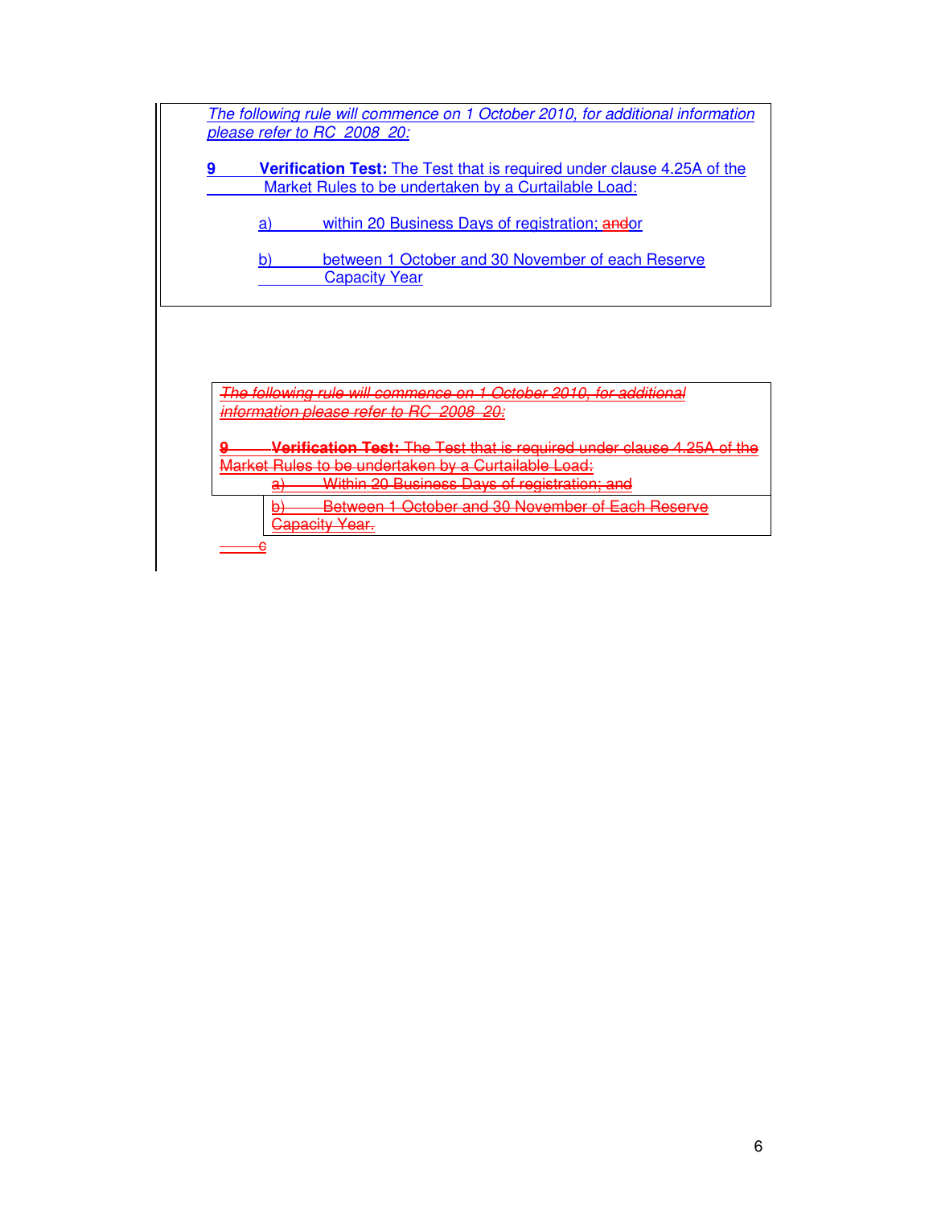*The following rule will commence on 1 October 2010, for additional information please refer to RC_2008_20:*

**9 Verification Test:** The Test that is required under clause 4.25A of the Market Rules to be undertaken by a Curtailable Load:

a) within 20 Business Days of registration; ~~and~~or

b) between 1 October and 30 November of each Reserve Capacity Year

~~*The following rule will commence on 1 October 2010, for additional information please refer to RC_2008_20:*~~

~~**9 Verification Test:** The Test that is required under clause 4.25A of the Market Rules to be undertaken by a Curtailable Load:~~

~~a) Within 20 Business Days of registration; and~~

~~b) Between 1 October and 30 November of Each Reserve Capacity Year.~~

~~c~~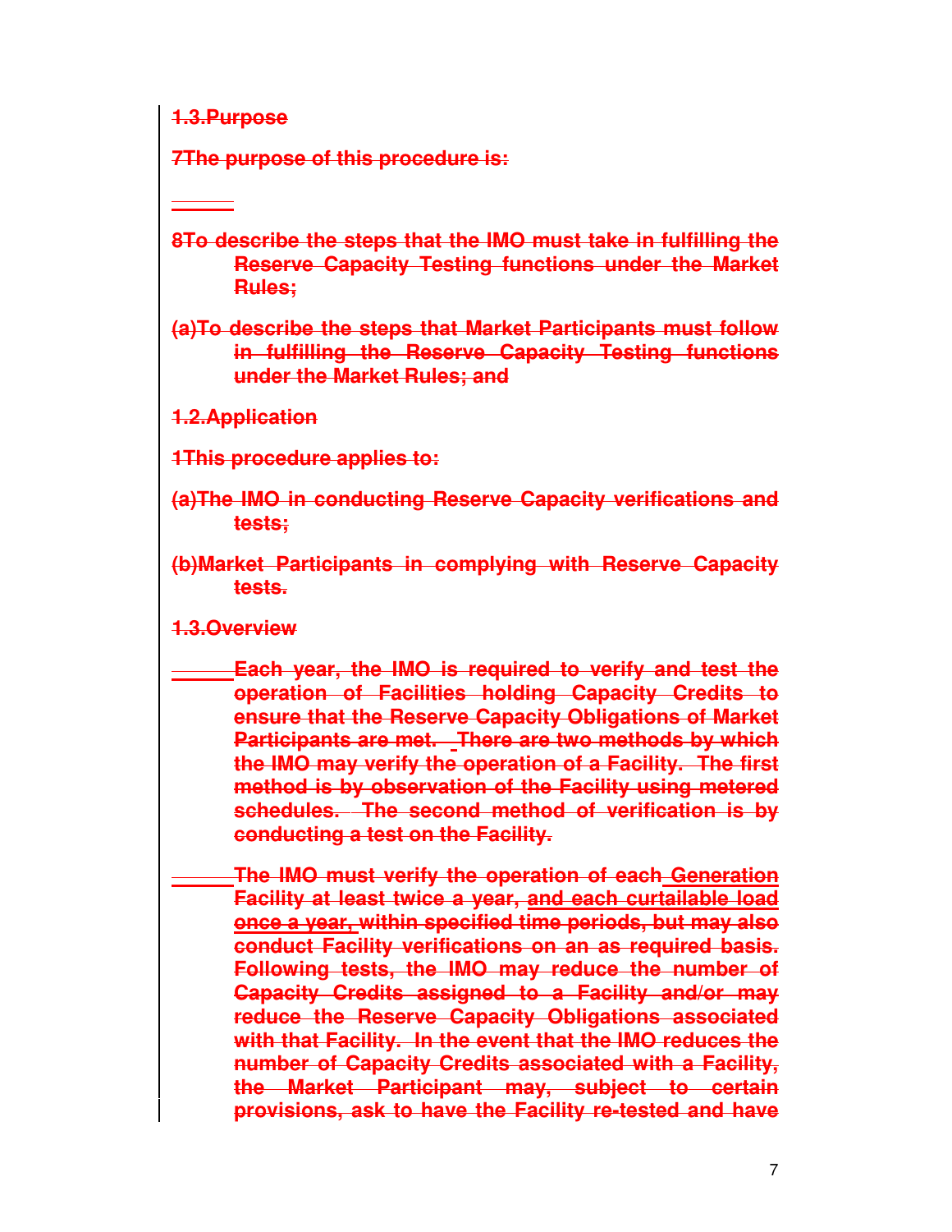~~1.3.Purpose~~

~~7The purpose of this procedure is:~~

~~8To describe the steps that the IMO must take in fulfilling the Reserve Capacity Testing functions under the Market Rules;~~

~~(a)To describe the steps that Market Participants must follow in fulfilling the Reserve Capacity Testing functions under the Market Rules; and~~

~~1.2.Application~~

~~1This procedure applies to:~~

~~(a)The IMO in conducting Reserve Capacity verifications and tests;~~

~~(b)Market Participants in complying with Reserve Capacity tests.~~

~~1.3.Overview~~

~~Each year, the IMO is required to verify and test the operation of Facilities holding Capacity Credits to ensure that the Reserve Capacity Obligations of Market Participants are met. There are two methods by which the IMO may verify the operation of a Facility. The first method is by observation of the Facility using metered schedules. The second method of verification is by conducting a test on the Facility.~~

~~The IMO must verify the operation of each Generation Facility at least twice a year, and each curtailable load once a year, within specified time periods, but may also conduct Facility verifications on an as required basis. Following tests, the IMO may reduce the number of Capacity Credits assigned to a Facility and/or may reduce the Reserve Capacity Obligations associated with that Facility. In the event that the IMO reduces the number of Capacity Credits associated with a Facility, the Market Participant may, subject to certain provisions, ask to have the Facility re-tested and have~~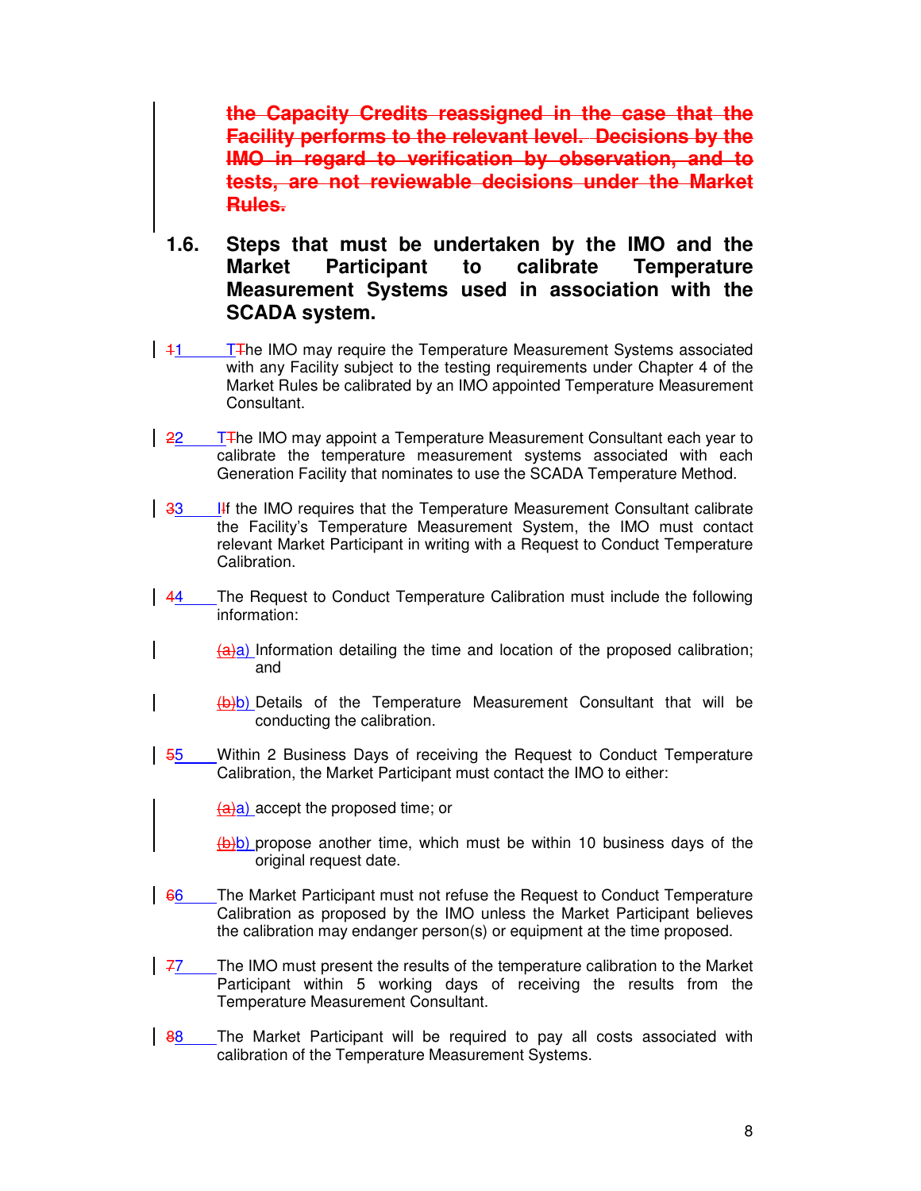~~the Capacity Credits reassigned in the case that the Facility performs to the relevant level. Decisions by the IMO in regard to verification by observation, and to tests, are not reviewable decisions under the Market Rules.~~

## 1.6. Steps that must be undertaken by the IMO and the Market Participant to calibrate Temperature Measurement Systems used in association with the SCADA system.

1. The IMO may require the Temperature Measurement Systems associated with any Facility subject to the testing requirements under Chapter 4 of the Market Rules be calibrated by an IMO appointed Temperature Measurement Consultant.

2. The IMO may appoint a Temperature Measurement Consultant each year to calibrate the temperature measurement systems associated with each Generation Facility that nominates to use the SCADA Temperature Method.

3. If the IMO requires that the Temperature Measurement Consultant calibrate the Facility's Temperature Measurement System, the IMO must contact relevant Market Participant in writing with a Request to Conduct Temperature Calibration.

4. The Request to Conduct Temperature Calibration must include the following information:

   a) Information detailing the time and location of the proposed calibration; and

   b) Details of the Temperature Measurement Consultant that will be conducting the calibration.

5. Within 2 Business Days of receiving the Request to Conduct Temperature Calibration, the Market Participant must contact the IMO to either:

   a) accept the proposed time; or

   b) propose another time, which must be within 10 business days of the original request date.

6. The Market Participant must not refuse the Request to Conduct Temperature Calibration as proposed by the IMO unless the Market Participant believes the calibration may endanger person(s) or equipment at the time proposed.

7. The IMO must present the results of the temperature calibration to the Market Participant within 5 working days of receiving the results from the Temperature Measurement Consultant.

8. The Market Participant will be required to pay all costs associated with calibration of the Temperature Measurement Systems.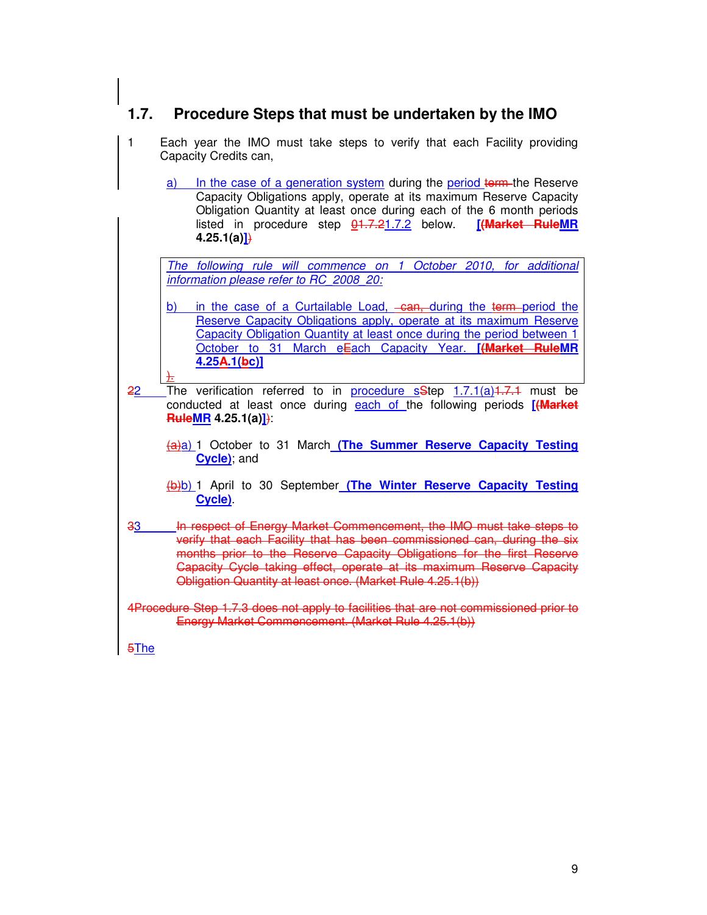## 1.7. Procedure Steps that must be undertaken by the IMO

1 Each year the IMO must take steps to verify that each Facility providing Capacity Credits can,

a) In the case of a generation system during the period ~~term~~ the Reserve Capacity Obligations apply, operate at its maximum Reserve Capacity Obligation Quantity at least once during each of the 6 month periods listed in procedure step ~~01.7.2~~1.7.2 below. **[~~(Market Rule~~MR 4.25.1(a)]~~)~~**

> *The following rule will commence on 1 October 2010, for additional information please refer to RC_2008_20:*
>
> b) in the case of a Curtailable Load, ~~can,~~ during the ~~term~~ period the Reserve Capacity Obligations apply, operate at its maximum Reserve Capacity Obligation Quantity at least once during the period between 1 October to 31 March ~~e~~Each Capacity Year. **[~~(Market Rule~~MR 4.25A.1(~~b~~c)]**
>
> ~~).~~

~~2~~2 The verification referred to in procedure ~~s~~Step 1.7.1(a)~~1.7.1~~ must be conducted at least once during each of the following periods **[~~(Market Rule~~MR 4.25.1(a)]~~)~~**:

~~(a)~~a) 1 October to 31 March **(The Summer Reserve Capacity Testing Cycle)**; and

~~(b)~~b) 1 April to 30 September **(The Winter Reserve Capacity Testing Cycle)**.

~~3~~3 ~~In respect of Energy Market Commencement, the IMO must take steps to verify that each Facility that has been commissioned can, during the six months prior to the Reserve Capacity Obligations for the first Reserve Capacity Cycle taking effect, operate at its maximum Reserve Capacity Obligation Quantity at least once. (Market Rule 4.25.1(b))~~

~~4Procedure Step 1.7.3 does not apply to facilities that are not commissioned prior to Energy Market Commencement. (Market Rule 4.25.1(b))~~

~~5~~The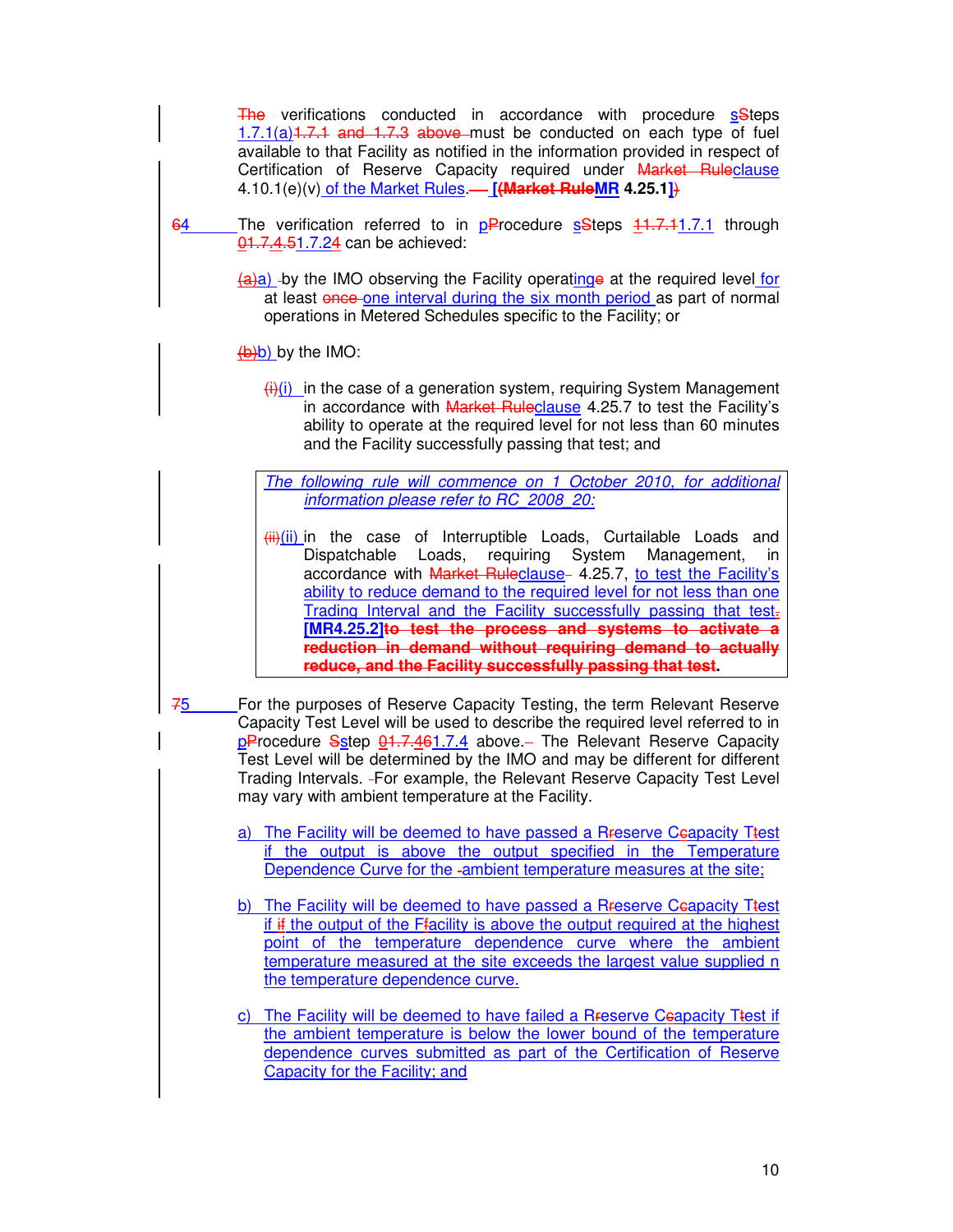The verifications conducted in accordance with procedure sSteps 1.7.1(a)1.7.1 and 1.7.3 above must be conducted on each type of fuel available to that Facility as notified in the information provided in respect of Certification of Reserve Capacity required under Market Ruleclause 4.10.1(e)(v) of the Market Rules. — **[(Market RuleMR 4.25.1])**

64 The verification referred to in pProcedure sSteps 11.7.11.7.1 through 01.7.4.51.7.24 can be achieved:

(a)a) by the IMO observing the Facility operatinge at the required level for at least once one interval during the six month period as part of normal operations in Metered Schedules specific to the Facility; or

(b)b) by the IMO:

(i)(i) in the case of a generation system, requiring System Management in accordance with Market Ruleclause 4.25.7 to test the Facility's ability to operate at the required level for not less than 60 minutes and the Facility successfully passing that test; and

*The following rule will commence on 1 October 2010, for additional information please refer to RC_2008_20:*

(ii)(ii) in the case of Interruptible Loads, Curtailable Loads and Dispatchable Loads, requiring System Management, in accordance with Market Ruleclause 4.25.7, to test the Facility's ability to reduce demand to the required level for not less than one Trading Interval and the Facility successfully passing that test. **[MR4.25.2]** **to test the process and systems to activate a reduction in demand without requiring demand to actually reduce, and the Facility successfully passing that test.**

75 For the purposes of Reserve Capacity Testing, the term Relevant Reserve Capacity Test Level will be used to describe the required level referred to in pProcedure Sstep 01.7.461.7.4 above. The Relevant Reserve Capacity Test Level will be determined by the IMO and may be different for different Trading Intervals. For example, the Relevant Reserve Capacity Test Level may vary with ambient temperature at the Facility.

a) The Facility will be deemed to have passed a Rreserve Ccapacity Ttest if the output is above the output specified in the Temperature Dependence Curve for the ambient temperature measures at the site;

b) The Facility will be deemed to have passed a Rreserve Ccapacity Ttest if if the output of the Ffacility is above the output required at the highest point of the temperature dependence curve where the ambient temperature measured at the site exceeds the largest value supplied n the temperature dependence curve.

c) The Facility will be deemed to have failed a Rreserve Ccapacity Ttest if the ambient temperature is below the lower bound of the temperature dependence curves submitted as part of the Certification of Reserve Capacity for the Facility; and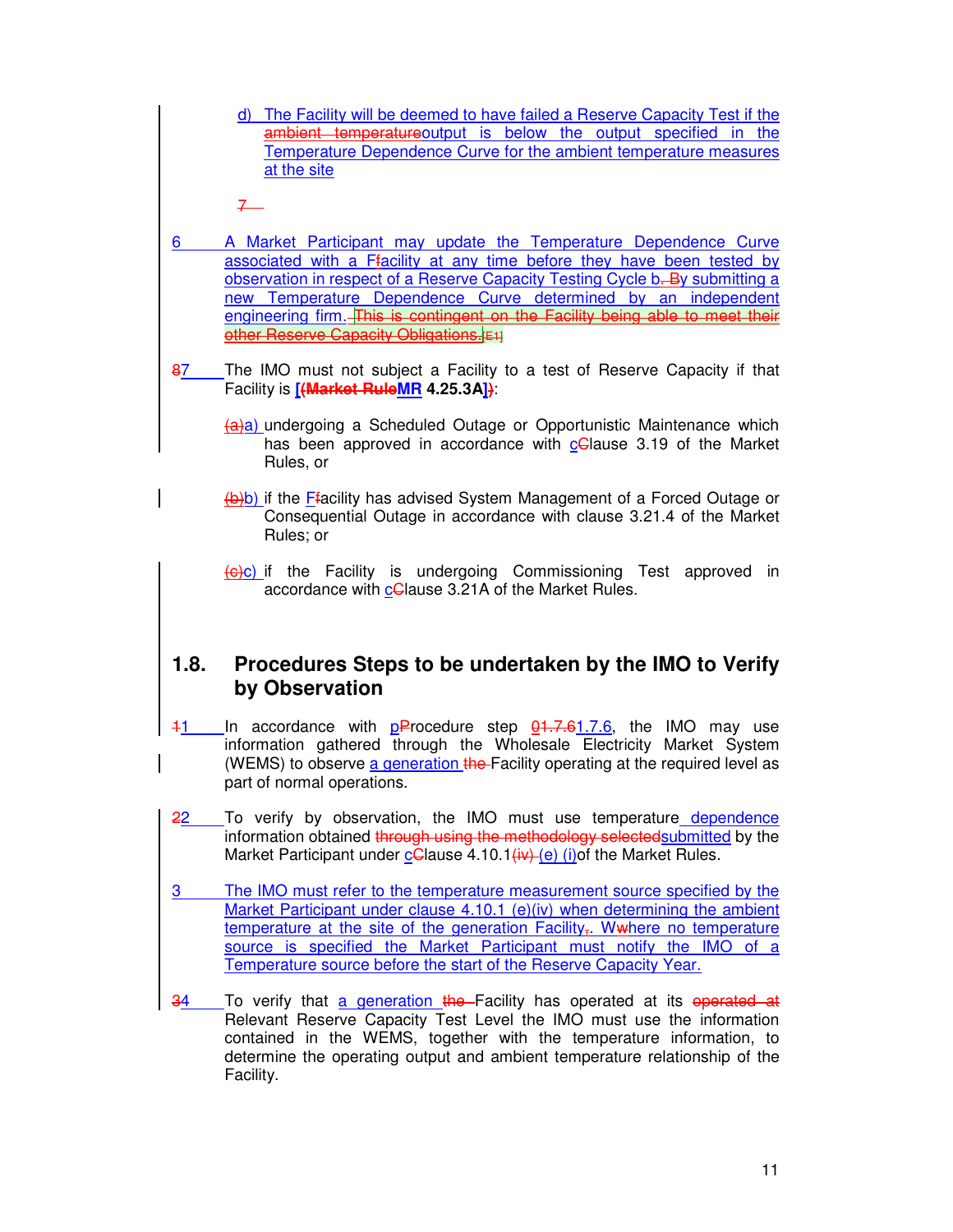d) The Facility will be deemed to have failed a Reserve Capacity Test if the ambient temperatureoutput is below the output specified in the Temperature Dependence Curve for the ambient temperature measures at the site

7

6 A Market Participant may update the Temperature Dependence Curve associated with a Ffacility at any time before they have been tested by observation in respect of a Reserve Capacity Testing Cycle b. By submitting a new Temperature Dependence Curve determined by an independent engineering firm. This is contingent on the Facility being able to meet their other Reserve Capacity Obligations.[E1]

87 The IMO must not subject a Facility to a test of Reserve Capacity if that Facility is **[(Market RuleMR 4.25.3A])**:

(a)a) undergoing a Scheduled Outage or Opportunistic Maintenance which has been approved in accordance with cClause 3.19 of the Market Rules, or

(b)b) if the Ffacility has advised System Management of a Forced Outage or Consequential Outage in accordance with clause 3.21.4 of the Market Rules; or

(c)c) if the Facility is undergoing Commissioning Test approved in accordance with cClause 3.21A of the Market Rules.

## 1.8. Procedures Steps to be undertaken by the IMO to Verify by Observation

11 In accordance with pProcedure step 01.7.61.7.6, the IMO may use information gathered through the Wholesale Electricity Market System (WEMS) to observe a generation the Facility operating at the required level as part of normal operations.

22 To verify by observation, the IMO must use temperature dependence information obtained through using the methodology selectedsubmitted by the Market Participant under cClause 4.10.1(iv) (e) (i)of the Market Rules.

3 The IMO must refer to the temperature measurement source specified by the Market Participant under clause 4.10.1 (e)(iv) when determining the ambient temperature at the site of the generation Facility,. Wwhere no temperature source is specified the Market Participant must notify the IMO of a Temperature source before the start of the Reserve Capacity Year.

34 To verify that a generation the Facility has operated at its operated at Relevant Reserve Capacity Test Level the IMO must use the information contained in the WEMS, together with the temperature information, to determine the operating output and ambient temperature relationship of the Facility.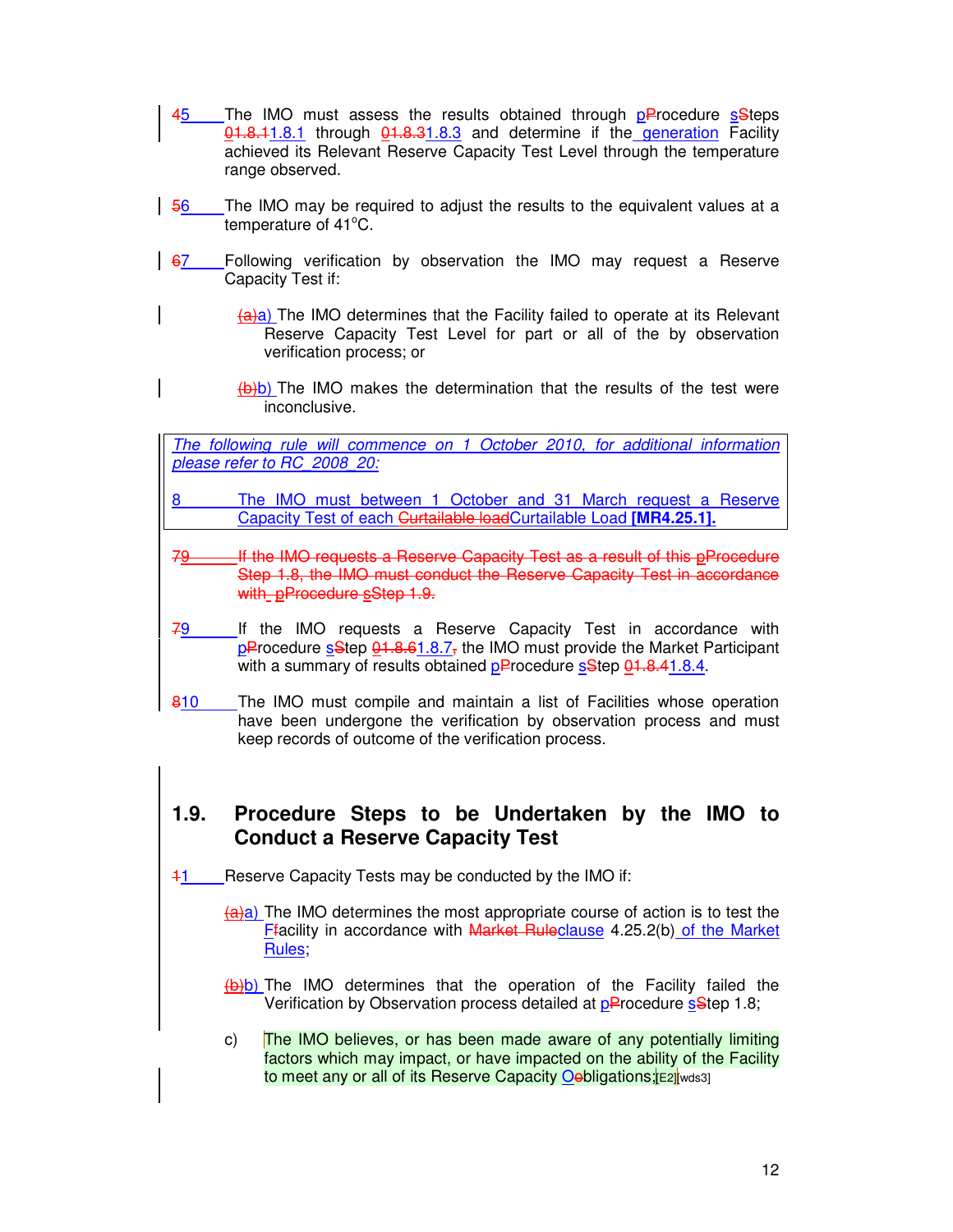45 The IMO must assess the results obtained through pProcedure sSteps 01.8.11.8.1 through 01.8.31.8.3 and determine if the generation Facility achieved its Relevant Reserve Capacity Test Level through the temperature range observed.

56 The IMO may be required to adjust the results to the equivalent values at a temperature of 41°C.

67 Following verification by observation the IMO may request a Reserve Capacity Test if:

(a)a) The IMO determines that the Facility failed to operate at its Relevant Reserve Capacity Test Level for part or all of the by observation verification process; or

(b)b) The IMO makes the determination that the results of the test were inconclusive.

*The following rule will commence on 1 October 2010, for additional information please refer to RC_2008_20:*

8 The IMO must between 1 October and 31 March request a Reserve Capacity Test of each ~~Curtailable load~~Curtailable Load **[MR4.25.1].**

~~79 If the IMO requests a Reserve Capacity Test as a result of this pProcedure Step 1.8, the IMO must conduct the Reserve Capacity Test in accordance with pProcedure sStep 1.9.~~

79 If the IMO requests a Reserve Capacity Test in accordance with pProcedure sStep 01.8.61.8.7, the IMO must provide the Market Participant with a summary of results obtained pProcedure sStep 01.8.41.8.4.

810 The IMO must compile and maintain a list of Facilities whose operation have been undergone the verification by observation process and must keep records of outcome of the verification process.

## 1.9. Procedure Steps to be Undertaken by the IMO to Conduct a Reserve Capacity Test

11 Reserve Capacity Tests may be conducted by the IMO if:

(a)a) The IMO determines the most appropriate course of action is to test the Ffacility in accordance with ~~Market Rule~~clause 4.25.2(b) of the Market Rules;

(b)b) The IMO determines that the operation of the Facility failed the Verification by Observation process detailed at pProcedure sStep 1.8;

c) The IMO believes, or has been made aware of any potentially limiting factors which may impact, or have impacted on the ability of the Facility to meet any or all of its Reserve Capacity Oobligations;[E2][wds3]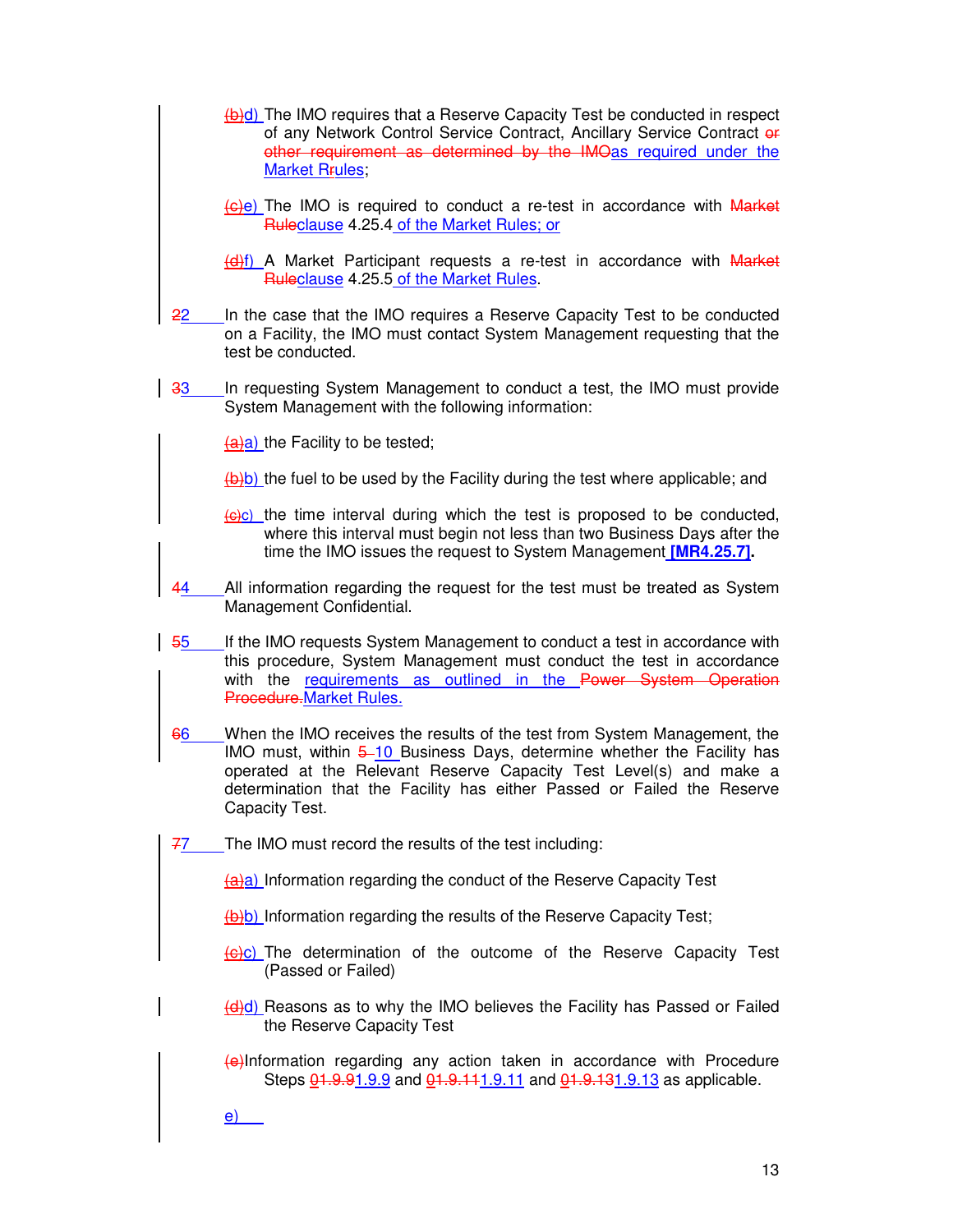(b)d) The IMO requires that a Reserve Capacity Test be conducted in respect of any Network Control Service Contract, Ancillary Service Contract or other requirement as determined by the IMOas required under the Market Rrules;

(c)e) The IMO is required to conduct a re-test in accordance with Market Ruleclause 4.25.4 of the Market Rules; or

(d)f) A Market Participant requests a re-test in accordance with Market Ruleclause 4.25.5 of the Market Rules.

22 In the case that the IMO requires a Reserve Capacity Test to be conducted on a Facility, the IMO must contact System Management requesting that the test be conducted.

33 In requesting System Management to conduct a test, the IMO must provide System Management with the following information:

(a)a) the Facility to be tested;

(b)b) the fuel to be used by the Facility during the test where applicable; and

(c)c) the time interval during which the test is proposed to be conducted, where this interval must begin not less than two Business Days after the time the IMO issues the request to System Management **[MR4.25.7].**

44 All information regarding the request for the test must be treated as System Management Confidential.

55 If the IMO requests System Management to conduct a test in accordance with this procedure, System Management must conduct the test in accordance with the requirements as outlined in the Power System Operation Procedure.Market Rules.

66 When the IMO receives the results of the test from System Management, the IMO must, within 5 10 Business Days, determine whether the Facility has operated at the Relevant Reserve Capacity Test Level(s) and make a determination that the Facility has either Passed or Failed the Reserve Capacity Test.

77 The IMO must record the results of the test including:

(a)a) Information regarding the conduct of the Reserve Capacity Test

(b)b) Information regarding the results of the Reserve Capacity Test;

(c)c) The determination of the outcome of the Reserve Capacity Test (Passed or Failed)

(d)d) Reasons as to why the IMO believes the Facility has Passed or Failed the Reserve Capacity Test

(e)Information regarding any action taken in accordance with Procedure Steps 01.9.91.9.9 and 01.9.111.9.11 and 01.9.131.9.13 as applicable.

e)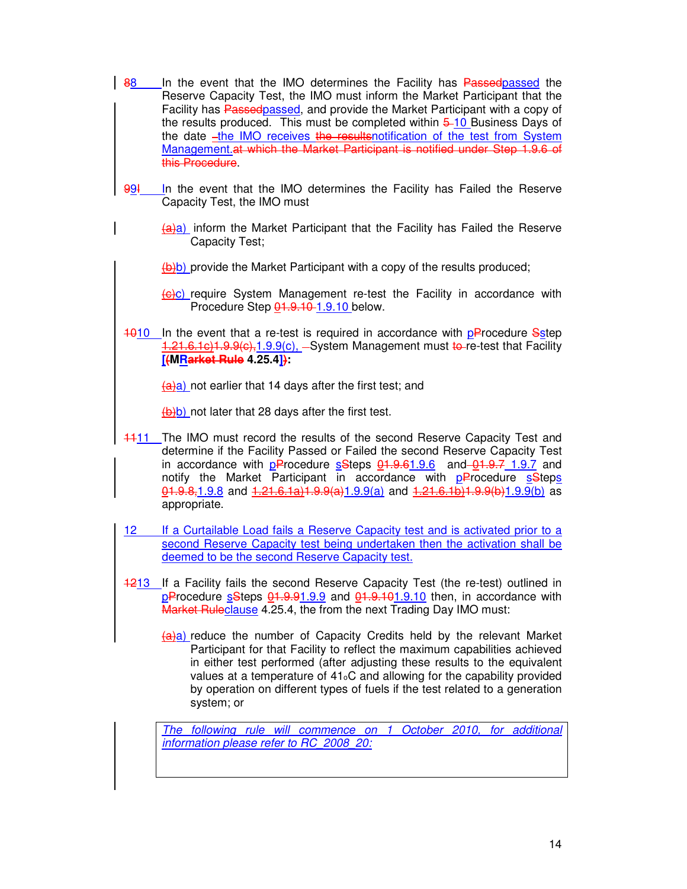88 In the event that the IMO determines the Facility has Passedpassed the Reserve Capacity Test, the IMO must inform the Market Participant that the Facility has Passedpassed, and provide the Market Participant with a copy of the results produced. This must be completed within 5 10 Business Days of the date the IMO receives the resultsnotification of the test from System Management.at which the Market Participant is notified under Step 1.9.6 of this Procedure.

99I In the event that the IMO determines the Facility has Failed the Reserve Capacity Test, the IMO must

(a)a) inform the Market Participant that the Facility has Failed the Reserve Capacity Test;

(b)b) provide the Market Participant with a copy of the results produced;

(c)c) require System Management re-test the Facility in accordance with Procedure Step 01.9.10 1.9.10 below.

1010 In the event that a re-test is required in accordance with pProcedure Sstep 1.21.6.1c)1.9.9(c),1.9.9(c), System Management must to re-test that Facility **[(MRarket Rule 4.25.4])**:

(a)a) not earlier that 14 days after the first test; and

(b)b) not later that 28 days after the first test.

1111 The IMO must record the results of the second Reserve Capacity Test and determine if the Facility Passed or Failed the second Reserve Capacity Test in accordance with pProcedure sSteps 01.9.61.9.6 and 01.9.7 1.9.7 and notify the Market Participant in accordance with pProcedure sSteps 01.9.8,1.9.8 and 1.21.6.1a)1.9.9(a)1.9.9(a) and 1.21.6.1b)1.9.9(b)1.9.9(b) as appropriate.

12 If a Curtailable Load fails a Reserve Capacity test and is activated prior to a second Reserve Capacity test being undertaken then the activation shall be deemed to be the second Reserve Capacity test.

1213 If a Facility fails the second Reserve Capacity Test (the re-test) outlined in pProcedure sSteps 01.9.91.9.9 and 01.9.101.9.10 then, in accordance with Market Ruleclause 4.25.4, the from the next Trading Day IMO must:

(a)a) reduce the number of Capacity Credits held by the relevant Market Participant for that Facility to reflect the maximum capabilities achieved in either test performed (after adjusting these results to the equivalent values at a temperature of 41oC and allowing for the capability provided by operation on different types of fuels if the test related to a generation system; or

*The following rule will commence on 1 October 2010, for additional information please refer to RC_2008_20:*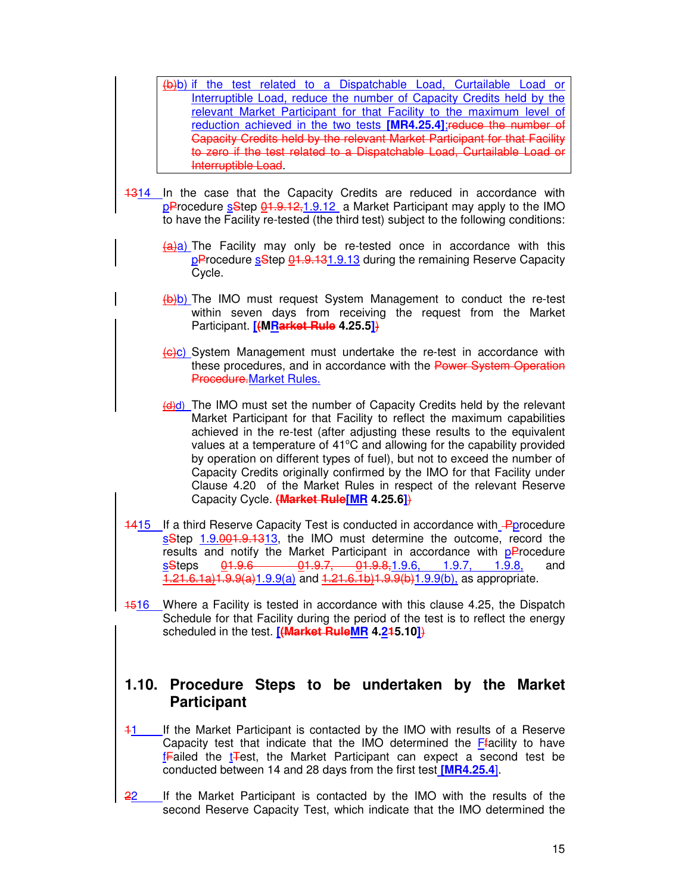(b)b) if the test related to a Dispatchable Load, Curtailable Load or Interruptible Load, reduce the number of Capacity Credits held by the relevant Market Participant for that Facility to the maximum level of reduction achieved in the two tests **[MR4.25.4]**;reduce the number of Capacity Credits held by the relevant Market Participant for that Facility to zero if the test related to a Dispatchable Load, Curtailable Load or Interruptible Load.

1314 In the case that the Capacity Credits are reduced in accordance with pProcedure sStep 01.9.12,1.9.12 a Market Participant may apply to the IMO to have the Facility re-tested (the third test) subject to the following conditions:

(a)a) The Facility may only be re-tested once in accordance with this pProcedure sStep 01.9.131.9.13 during the remaining Reserve Capacity Cycle.

(b)b) The IMO must request System Management to conduct the re-test within seven days from receiving the request from the Market Participant. **[(MRarket Rule 4.25.5])**

(c)c) System Management must undertake the re-test in accordance with these procedures, and in accordance with the Power System Operation Procedure.Market Rules.

(d)d) The IMO must set the number of Capacity Credits held by the relevant Market Participant for that Facility to reflect the maximum capabilities achieved in the re-test (after adjusting these results to the equivalent values at a temperature of 41°C and allowing for the capability provided by operation on different types of fuel), but not to exceed the number of Capacity Credits originally confirmed by the IMO for that Facility under Clause 4.20 of the Market Rules in respect of the relevant Reserve Capacity Cycle. **(Market Rule[MR 4.25.6])**

1415 If a third Reserve Capacity Test is conducted in accordance with Pprocedure sStep 1.9.001.9.1313, the IMO must determine the outcome, record the results and notify the Market Participant in accordance with pProcedure sSteps 01.9.6 01.9.7, 01.9.8,1.9.6, 1.9.7, 1.9.8, and 1.21.6.1a)1.9.9(a)1.9.9(a) and 1.21.6.1b)1.9.9(b)1.9.9(b), as appropriate.

1516 Where a Facility is tested in accordance with this clause 4.25, the Dispatch Schedule for that Facility during the period of the test is to reflect the energy scheduled in the test. **[(Market RuleMR 4.215.10])**

## 1.10. Procedure Steps to be undertaken by the Market Participant

11 If the Market Participant is contacted by the IMO with results of a Reserve Capacity test that indicate that the IMO determined the Ffacility to have fFailed the tTest, the Market Participant can expect a second test be conducted between 14 and 28 days from the first test **[MR4.25.4]**.

22 If the Market Participant is contacted by the IMO with the results of the second Reserve Capacity Test, which indicate that the IMO determined the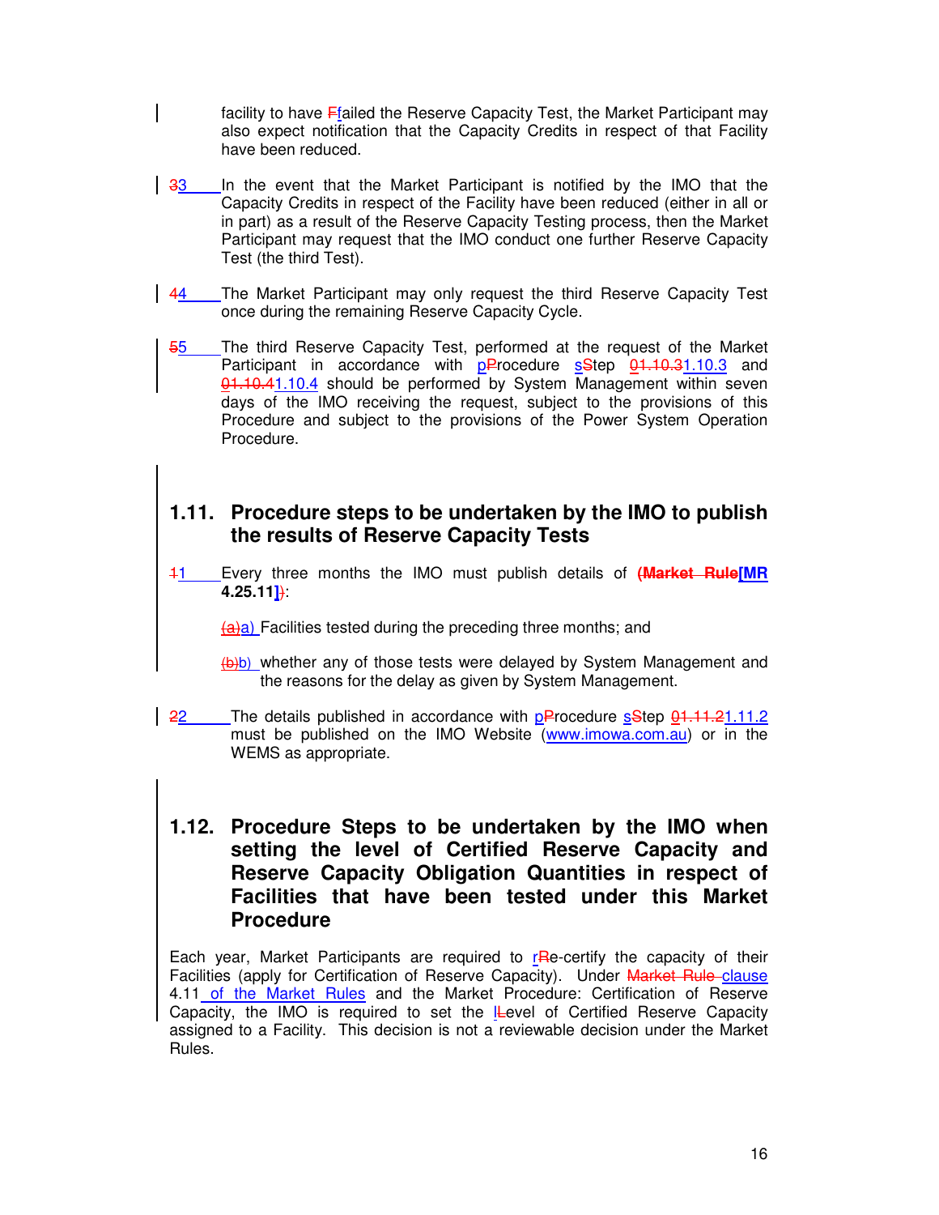facility to have Ffailed the Reserve Capacity Test, the Market Participant may also expect notification that the Capacity Credits in respect of that Facility have been reduced.

33 In the event that the Market Participant is notified by the IMO that the Capacity Credits in respect of the Facility have been reduced (either in all or in part) as a result of the Reserve Capacity Testing process, then the Market Participant may request that the IMO conduct one further Reserve Capacity Test (the third Test).

44 The Market Participant may only request the third Reserve Capacity Test once during the remaining Reserve Capacity Cycle.

55 The third Reserve Capacity Test, performed at the request of the Market Participant in accordance with pProcedure sStep 01.10.31.10.3 and 01.10.41.10.4 should be performed by System Management within seven days of the IMO receiving the request, subject to the provisions of this Procedure and subject to the provisions of the Power System Operation Procedure.

## 1.11. Procedure steps to be undertaken by the IMO to publish the results of Reserve Capacity Tests

11 Every three months the IMO must publish details of **(Market Rule[MR 4.25.11])**:

(a)a) Facilities tested during the preceding three months; and

(b)b) whether any of those tests were delayed by System Management and the reasons for the delay as given by System Management.

22 The details published in accordance with pProcedure sStep 01.11.21.11.2 must be published on the IMO Website (www.imowa.com.au) or in the WEMS as appropriate.

## 1.12. Procedure Steps to be undertaken by the IMO when setting the level of Certified Reserve Capacity and Reserve Capacity Obligation Quantities in respect of Facilities that have been tested under this Market Procedure

Each year, Market Participants are required to rRe-certify the capacity of their Facilities (apply for Certification of Reserve Capacity). Under Market Rule clause 4.11 of the Market Rules and the Market Procedure: Certification of Reserve Capacity, the IMO is required to set the lLevel of Certified Reserve Capacity assigned to a Facility. This decision is not a reviewable decision under the Market Rules.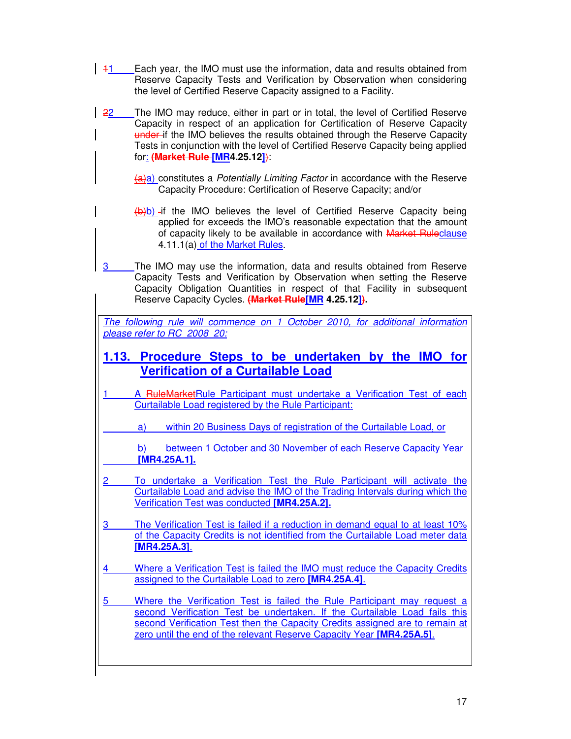1 Each year, the IMO must use the information, data and results obtained from Reserve Capacity Tests and Verification by Observation when considering the level of Certified Reserve Capacity assigned to a Facility.

2 The IMO may reduce, either in part or in total, the level of Certified Reserve Capacity in respect of an application for Certification of Reserve Capacity if the IMO believes the results obtained through the Reserve Capacity Tests in conjunction with the level of Certified Reserve Capacity being applied for: [MR4.25.12]:

a) constitutes a *Potentially Limiting Factor* in accordance with the Reserve Capacity Procedure: Certification of Reserve Capacity; and/or

b) if the IMO believes the level of Certified Reserve Capacity being applied for exceeds the IMO's reasonable expectation that the amount of capacity likely to be available in accordance with clause 4.11.1(a) of the Market Rules.

3 The IMO may use the information, data and results obtained from Reserve Capacity Tests and Verification by Observation when setting the Reserve Capacity Obligation Quantities in respect of that Facility in subsequent Reserve Capacity Cycles. **[MR 4.25.12].**

*The following rule will commence on 1 October 2010, for additional information please refer to RC_2008_20:*

## 1.13. Procedure Steps to be undertaken by the IMO for Verification of a Curtailable Load

1 A Market Rule Participant must undertake a Verification Test of each Curtailable Load registered by the Rule Participant:

a) within 20 Business Days of registration of the Curtailable Load, or

b) between 1 October and 30 November of each Reserve Capacity Year **[MR4.25A.1].**

2 To undertake a Verification Test the Rule Participant will activate the Curtailable Load and advise the IMO of the Trading Intervals during which the Verification Test was conducted **[MR4.25A.2].**

3 The Verification Test is failed if a reduction in demand equal to at least 10% of the Capacity Credits is not identified from the Curtailable Load meter data **[MR4.25A.3].**

4 Where a Verification Test is failed the IMO must reduce the Capacity Credits assigned to the Curtailable Load to zero **[MR4.25A.4].**

5 Where the Verification Test is failed the Rule Participant may request a second Verification Test be undertaken. If the Curtailable Load fails this second Verification Test then the Capacity Credits assigned are to remain at zero until the end of the relevant Reserve Capacity Year **[MR4.25A.5].**